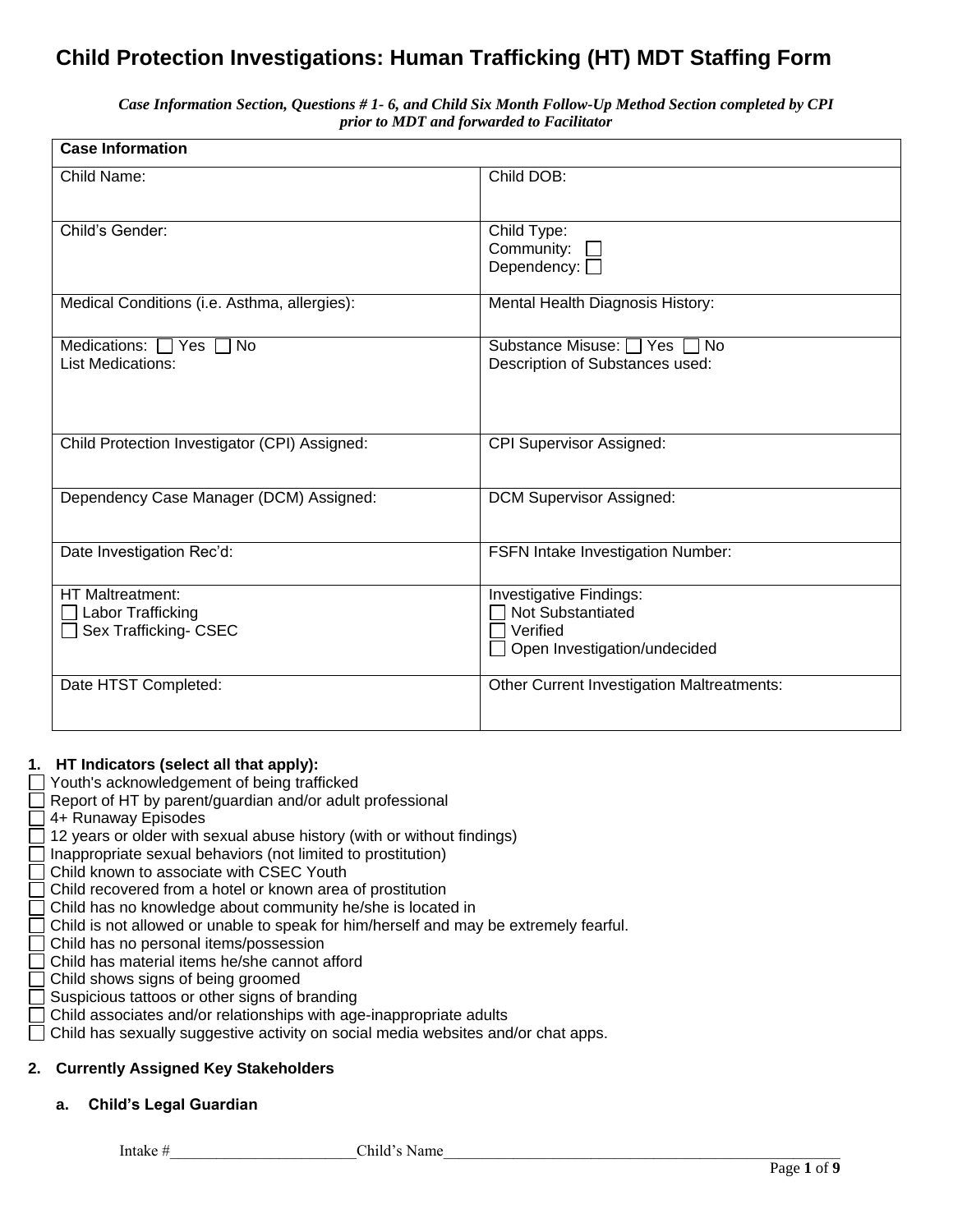# Child Protection Investigations: Human Trafficking (HT) MDT Staffing Form

***Case Information Section, Questions # 1- 6, and Child Six Month Follow-Up Method Section completed by CPI prior to MDT and forwarded to Facilitator***

| **Case Information** | |
|---|---|
| Child Name: | Child DOB: |
| Child's Gender: | Child Type:<br>Community: ☐<br>Dependency: ☐ |
| Medical Conditions (i.e. Asthma, allergies): | Mental Health Diagnosis History: |
| Medications: ☐ Yes ☐ No<br>List Medications: | Substance Misuse: ☐ Yes ☐ No<br>Description of Substances used: |
| Child Protection Investigator (CPI) Assigned: | CPI Supervisor Assigned: |
| Dependency Case Manager (DCM) Assigned: | DCM Supervisor Assigned: |
| Date Investigation Rec'd: | FSFN Intake Investigation Number: |
| HT Maltreatment:<br>☐ Labor Trafficking<br>☐ Sex Trafficking- CSEC | Investigative Findings:<br>☐ Not Substantiated<br>☐ Verified<br>☐ Open Investigation/undecided |
| Date HTST Completed: | Other Current Investigation Maltreatments: |

**1. HT Indicators (select all that apply):**

☐ Youth's acknowledgement of being trafficked
☐ Report of HT by parent/guardian and/or adult professional
☐ 4+ Runaway Episodes
☐ 12 years or older with sexual abuse history (with or without findings)
☐ Inappropriate sexual behaviors (not limited to prostitution)
☐ Child known to associate with CSEC Youth
☐ Child recovered from a hotel or known area of prostitution
☐ Child has no knowledge about community he/she is located in
☐ Child is not allowed or unable to speak for him/herself and may be extremely fearful.
☐ Child has no personal items/possession
☐ Child has material items he/she cannot afford
☐ Child shows signs of being groomed
☐ Suspicious tattoos or other signs of branding
☐ Child associates and/or relationships with age-inappropriate adults
☐ Child has sexually suggestive activity on social media websites and/or chat apps.

**2. Currently Assigned Key Stakeholders**

**a. Child's Legal Guardian**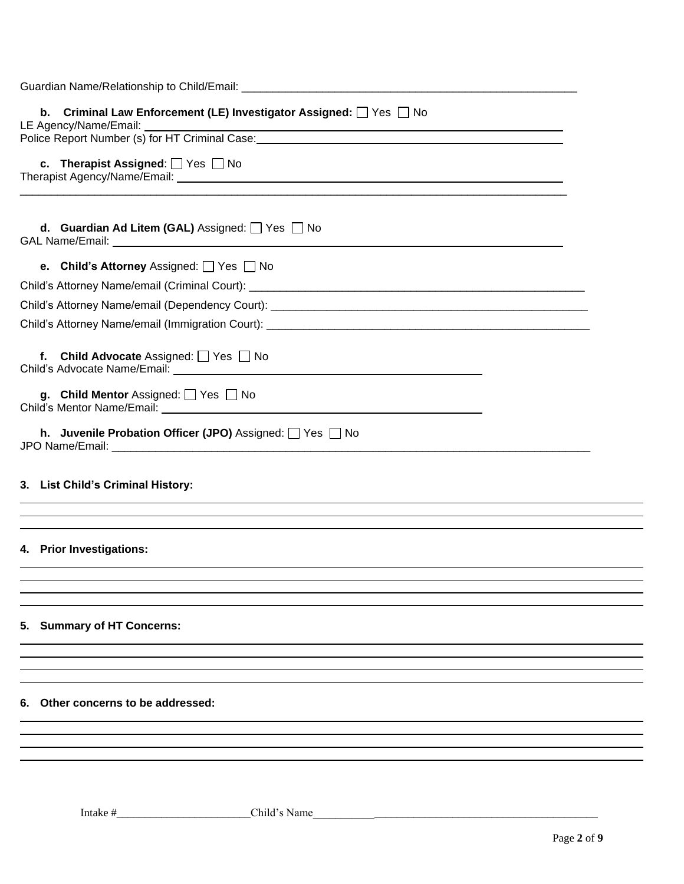Guardian Name/Relationship to Child/Email: ______________________________________________________

**b. Criminal Law Enforcement (LE) Investigator Assigned:** ☐ Yes ☐ No

LE Agency/Name/Email: ______________________________________________________

Police Report Number (s) for HT Criminal Case: ______________________________________________________

**c. Therapist Assigned**: ☐ Yes ☐ No

Therapist Agency/Name/Email: ______________________________________________________

______________________________________________________

**d. Guardian Ad Litem (GAL)** Assigned: ☐ Yes ☐ No

GAL Name/Email: ______________________________________________________

**e. Child's Attorney** Assigned: ☐ Yes ☐ No

Child's Attorney Name/email (Criminal Court): ______________________________________________________

Child's Attorney Name/email (Dependency Court): ______________________________________________________

Child's Attorney Name/email (Immigration Court): ______________________________________________________

**f. Child Advocate** Assigned: ☐ Yes ☐ No

Child's Advocate Name/Email: ______________________________________________________

**g. Child Mentor** Assigned: ☐ Yes ☐ No

Child's Mentor Name/Email: ______________________________________________________

**h. Juvenile Probation Officer (JPO)** Assigned: ☐ Yes ☐ No

JPO Name/Email: ______________________________________________________

**3. List Child's Criminal History:**

______________________________________________________

______________________________________________________

______________________________________________________

**4. Prior Investigations:**

______________________________________________________

______________________________________________________

______________________________________________________

______________________________________________________

**5. Summary of HT Concerns:**

______________________________________________________

______________________________________________________

______________________________________________________

______________________________________________________

**6. Other concerns to be addressed:**

______________________________________________________

______________________________________________________

______________________________________________________

______________________________________________________

Intake #________________________ Child's Name______________________________________________________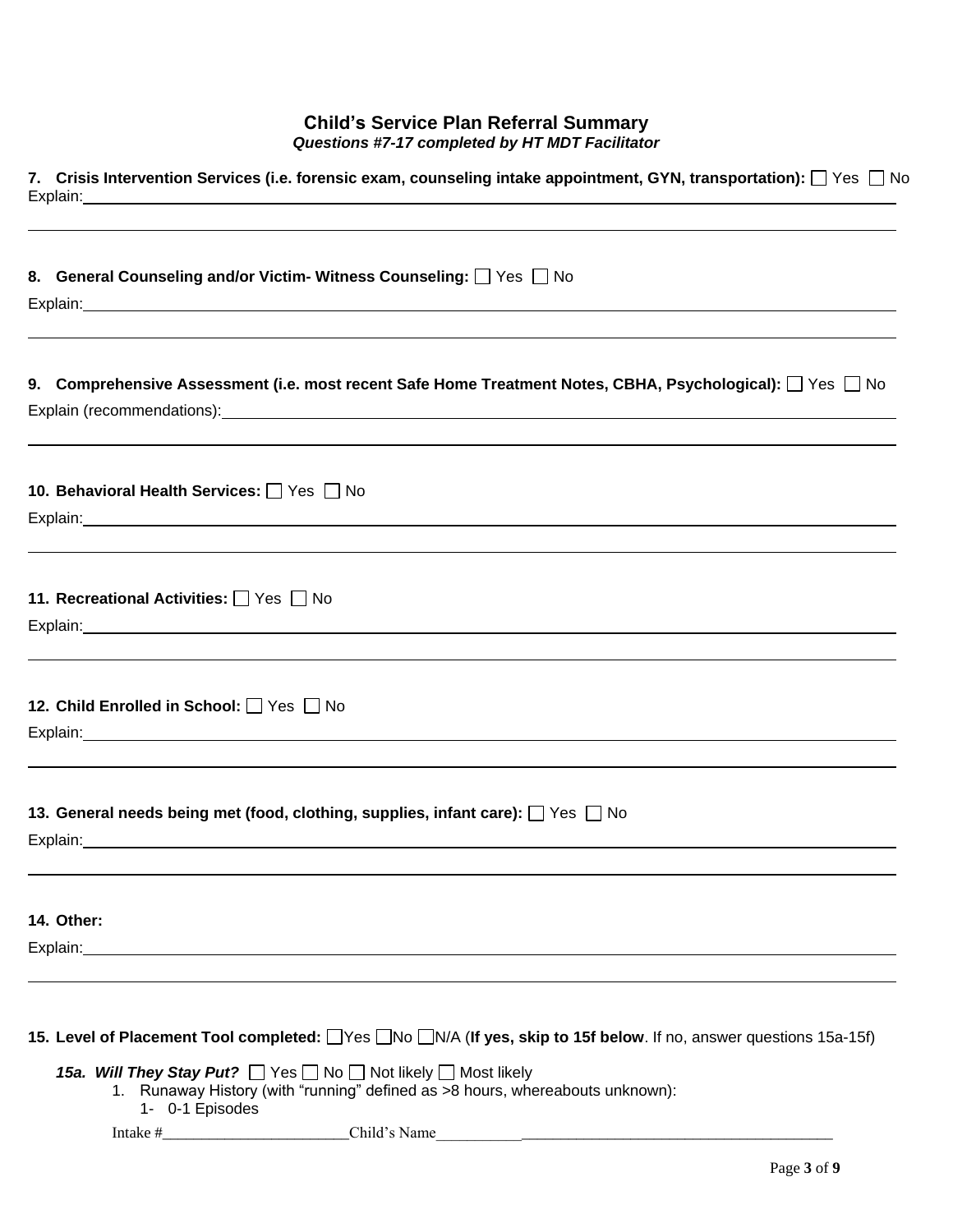## Child's Service Plan Referral Summary

***Questions #7-17 completed by HT MDT Facilitator***

**7. Crisis Intervention Services (i.e. forensic exam, counseling intake appointment, GYN, transportation):** ☐ Yes ☐ No

Explain:

**8. General Counseling and/or Victim- Witness Counseling:** ☐ Yes ☐ No

Explain:

**9. Comprehensive Assessment (i.e. most recent Safe Home Treatment Notes, CBHA, Psychological):** ☐ Yes ☐ No

Explain (recommendations):

**10. Behavioral Health Services:** ☐ Yes ☐ No

Explain:

**11. Recreational Activities:** ☐ Yes ☐ No

Explain:

**12. Child Enrolled in School:** ☐ Yes ☐ No

Explain:

**13. General needs being met (food, clothing, supplies, infant care):** ☐ Yes ☐ No

Explain:

**14. Other:**

Explain:

**15. Level of Placement Tool completed:** ☐Yes ☐No ☐N/A (**If yes, skip to 15f below**. If no, answer questions 15a-15f)

***15a. Will They Stay Put?*** ☐ Yes ☐ No ☐ Not likely ☐ Most likely

1. Runaway History (with "running" defined as >8 hours, whereabouts unknown):
   1- 0-1 Episodes

Intake #________________________Child's Name__________________________________________________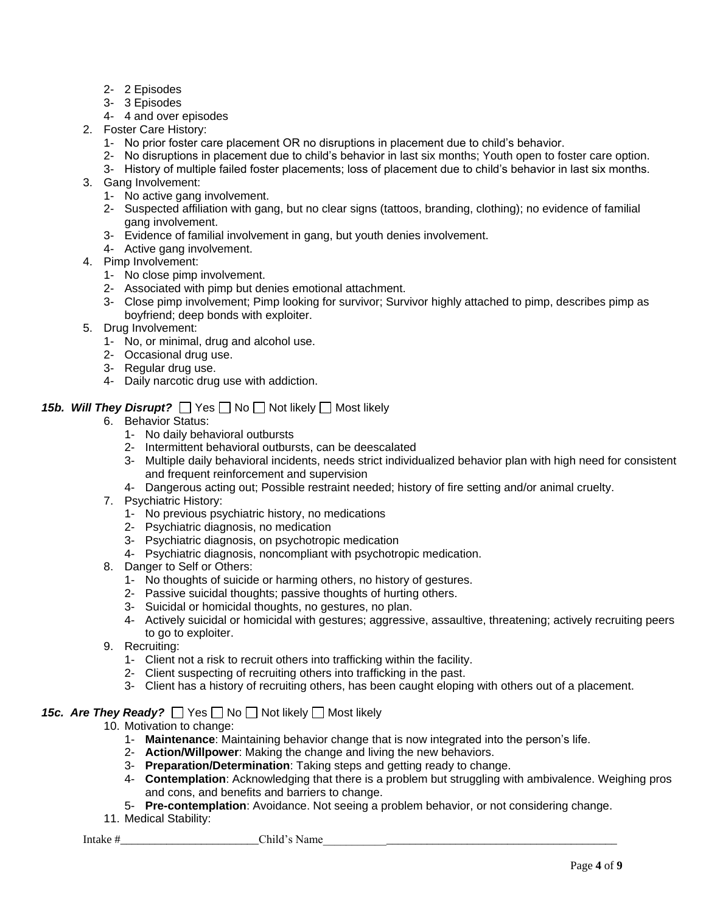2- 2 Episodes
   3- 3 Episodes
   4- 4 and over episodes

2. Foster Care History:
   1- No prior foster care placement OR no disruptions in placement due to child's behavior.
   2- No disruptions in placement due to child's behavior in last six months; Youth open to foster care option.
   3- History of multiple failed foster placements; loss of placement due to child's behavior in last six months.
3. Gang Involvement:
   1- No active gang involvement.
   2- Suspected affiliation with gang, but no clear signs (tattoos, branding, clothing); no evidence of familial gang involvement.
   3- Evidence of familial involvement in gang, but youth denies involvement.
   4- Active gang involvement.
4. Pimp Involvement:
   1- No close pimp involvement.
   2- Associated with pimp but denies emotional attachment.
   3- Close pimp involvement; Pimp looking for survivor; Survivor highly attached to pimp, describes pimp as boyfriend; deep bonds with exploiter.
5. Drug Involvement:
   1- No, or minimal, drug and alcohol use.
   2- Occasional drug use.
   3- Regular drug use.
   4- Daily narcotic drug use with addiction.

***15b. Will They Disrupt?*** ☐ Yes ☐ No ☐ Not likely ☐ Most likely

6. Behavior Status:
   1- No daily behavioral outbursts
   2- Intermittent behavioral outbursts, can be deescalated
   3- Multiple daily behavioral incidents, needs strict individualized behavior plan with high need for consistent and frequent reinforcement and supervision
   4- Dangerous acting out; Possible restraint needed; history of fire setting and/or animal cruelty.
7. Psychiatric History:
   1- No previous psychiatric history, no medications
   2- Psychiatric diagnosis, no medication
   3- Psychiatric diagnosis, on psychotropic medication
   4- Psychiatric diagnosis, noncompliant with psychotropic medication.
8. Danger to Self or Others:
   1- No thoughts of suicide or harming others, no history of gestures.
   2- Passive suicidal thoughts; passive thoughts of hurting others.
   3- Suicidal or homicidal thoughts, no gestures, no plan.
   4- Actively suicidal or homicidal with gestures; aggressive, assaultive, threatening; actively recruiting peers to go to exploiter.
9. Recruiting:
   1- Client not a risk to recruit others into trafficking within the facility.
   2- Client suspecting of recruiting others into trafficking in the past.
   3- Client has a history of recruiting others, has been caught eloping with others out of a placement.

***15c. Are They Ready?*** ☐ Yes ☐ No ☐ Not likely ☐ Most likely

10. Motivation to change:
    1- **Maintenance**: Maintaining behavior change that is now integrated into the person's life.
    2- **Action/Willpower**: Making the change and living the new behaviors.
    3- **Preparation/Determination**: Taking steps and getting ready to change.
    4- **Contemplation**: Acknowledging that there is a problem but struggling with ambivalence. Weighing pros and cons, and benefits and barriers to change.
    5- **Pre-contemplation**: Avoidance. Not seeing a problem behavior, or not considering change.
11. Medical Stability:

Intake #________________________Child's Name___________________________________________________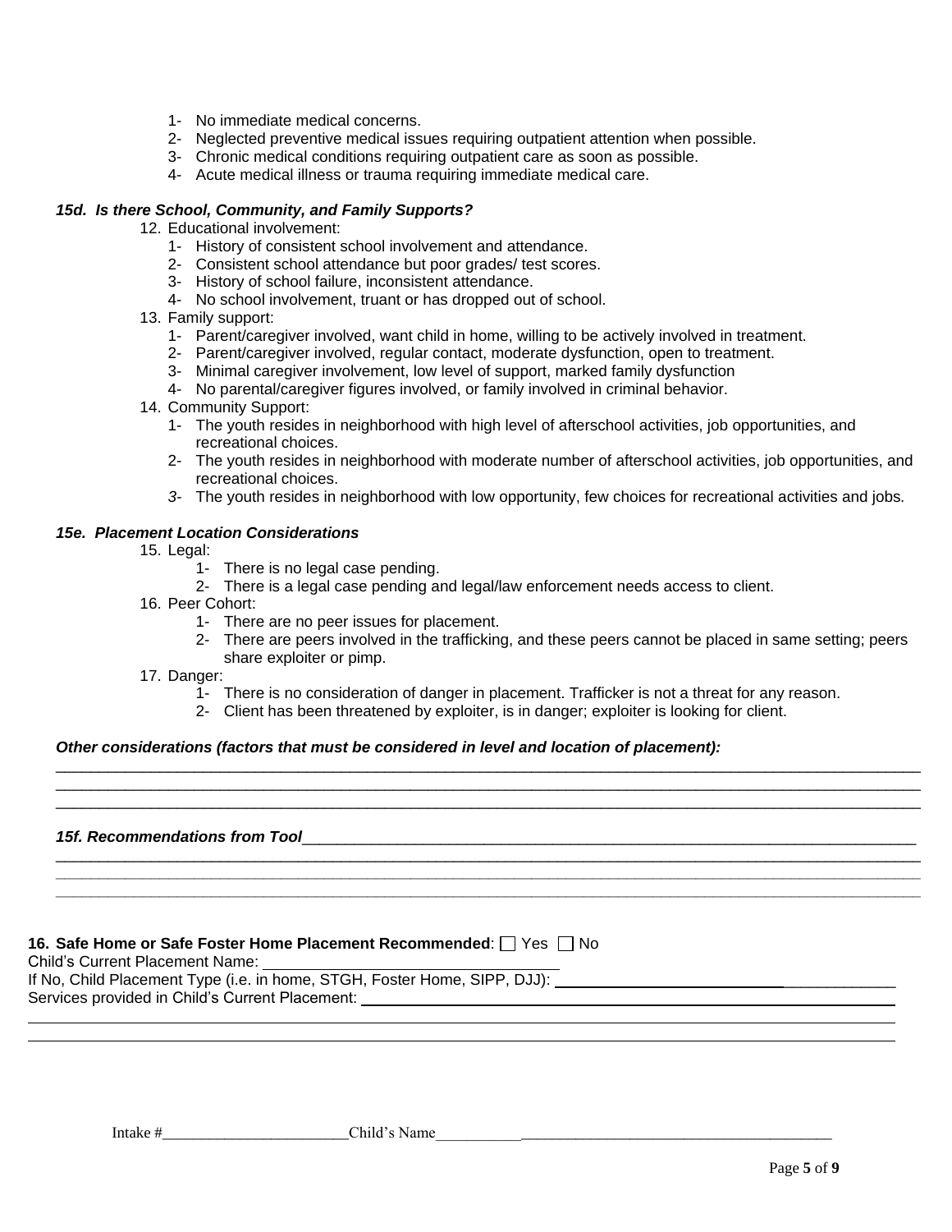1- No immediate medical concerns.
2- Neglected preventive medical issues requiring outpatient attention when possible.
3- Chronic medical conditions requiring outpatient care as soon as possible.
4- Acute medical illness or trauma requiring immediate medical care.

***15d. Is there School, Community, and Family Supports?***

12. Educational involvement:
    1- History of consistent school involvement and attendance.
    2- Consistent school attendance but poor grades/ test scores.
    3- History of school failure, inconsistent attendance.
    4- No school involvement, truant or has dropped out of school.
13. Family support:
    1- Parent/caregiver involved, want child in home, willing to be actively involved in treatment.
    2- Parent/caregiver involved, regular contact, moderate dysfunction, open to treatment.
    3- Minimal caregiver involvement, low level of support, marked family dysfunction
    4- No parental/caregiver figures involved, or family involved in criminal behavior.
14. Community Support:
    1- The youth resides in neighborhood with high level of afterschool activities, job opportunities, and recreational choices.
    2- The youth resides in neighborhood with moderate number of afterschool activities, job opportunities, and recreational choices.
    *3-* The youth resides in neighborhood with low opportunity, few choices for recreational activities and jobs*.*

***15e. Placement Location Considerations***

15. Legal:
    1- There is no legal case pending.
    2- There is a legal case pending and legal/law enforcement needs access to client.
16. Peer Cohort:
    1- There are no peer issues for placement.
    2- There are peers involved in the trafficking, and these peers cannot be placed in same setting; peers share exploiter or pimp.
17. Danger:
    1- There is no consideration of danger in placement. Trafficker is not a threat for any reason.
    2- Client has been threatened by exploiter, is in danger; exploiter is looking for client.

***Other considerations (factors that must be considered in level and location of placement):***

______________________________________________________________________________________________

______________________________________________________________________________________________

______________________________________________________________________________________________

***15f. Recommendations from Tool***_____________________________________________________________________

______________________________________________________________________________________________

______________________________________________________________________________________________

______________________________________________________________________________________________

**16. Safe Home or Safe Foster Home Placement Recommended**: ☐ Yes ☐ No

Child's Current Placement Name: ________________________________

If No, Child Placement Type (i.e. in home, STGH, Foster Home, SIPP, DJJ): ______________________________

Services provided in Child's Current Placement: ______________________________________________

______________________________________________________________________________________________

______________________________________________________________________________________________

Intake #________________________ Child's Name____________________________________________________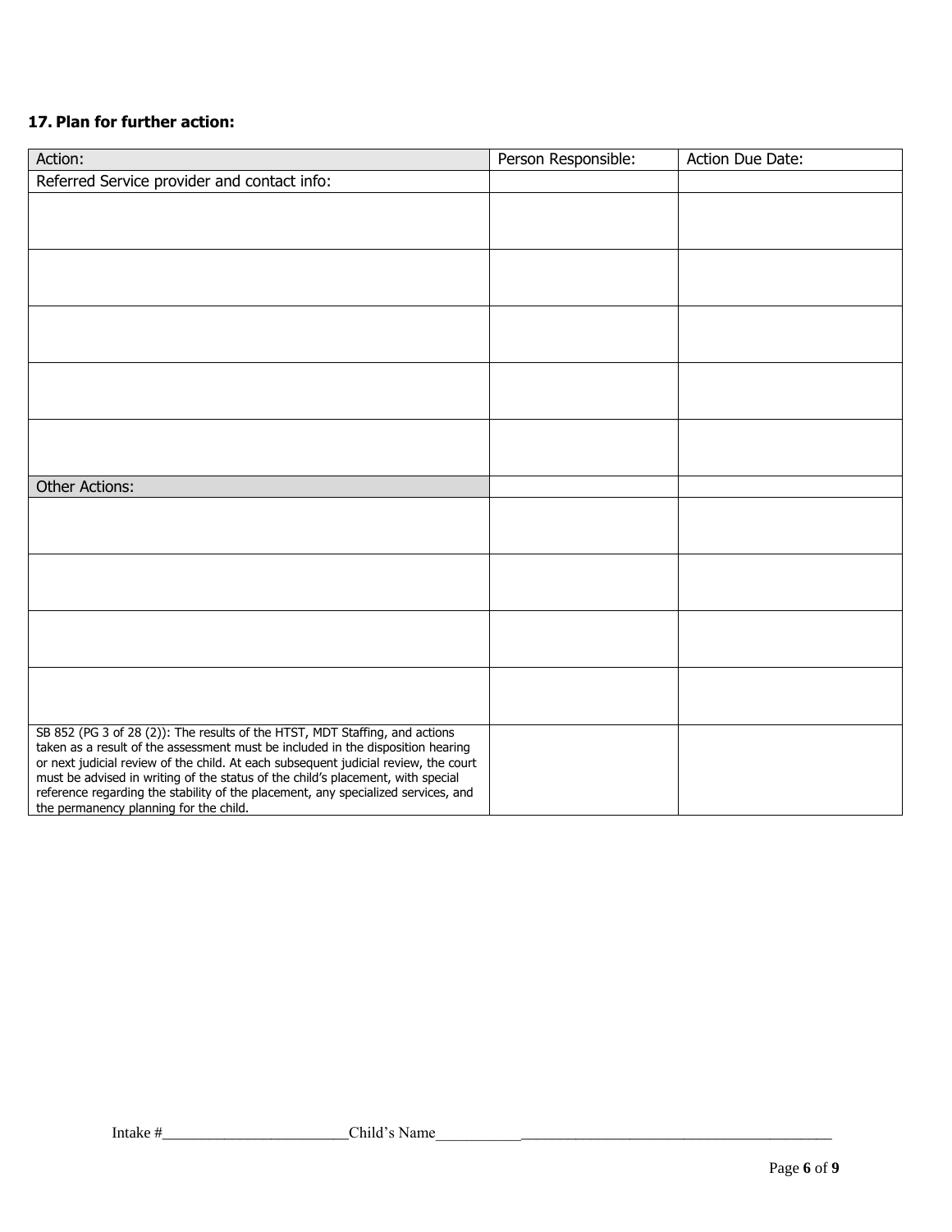**17. Plan for further action:**

| Action: | Person Responsible: | Action Due Date: |
|---|---|---|
| Referred Service provider and contact info: | | |
| | | |
| | | |
| | | |
| | | |
| | | |
| Other Actions: | | |
| | | |
| | | |
| | | |
| | | |
| SB 852 (PG 3 of 28 (2)): The results of the HTST, MDT Staffing, and actions taken as a result of the assessment must be included in the disposition hearing or next judicial review of the child. At each subsequent judicial review, the court must be advised in writing of the status of the child's placement, with special reference regarding the stability of the placement, any specialized services, and the permanency planning for the child. | | |

Intake #________________________Child's Name_____________________________________________________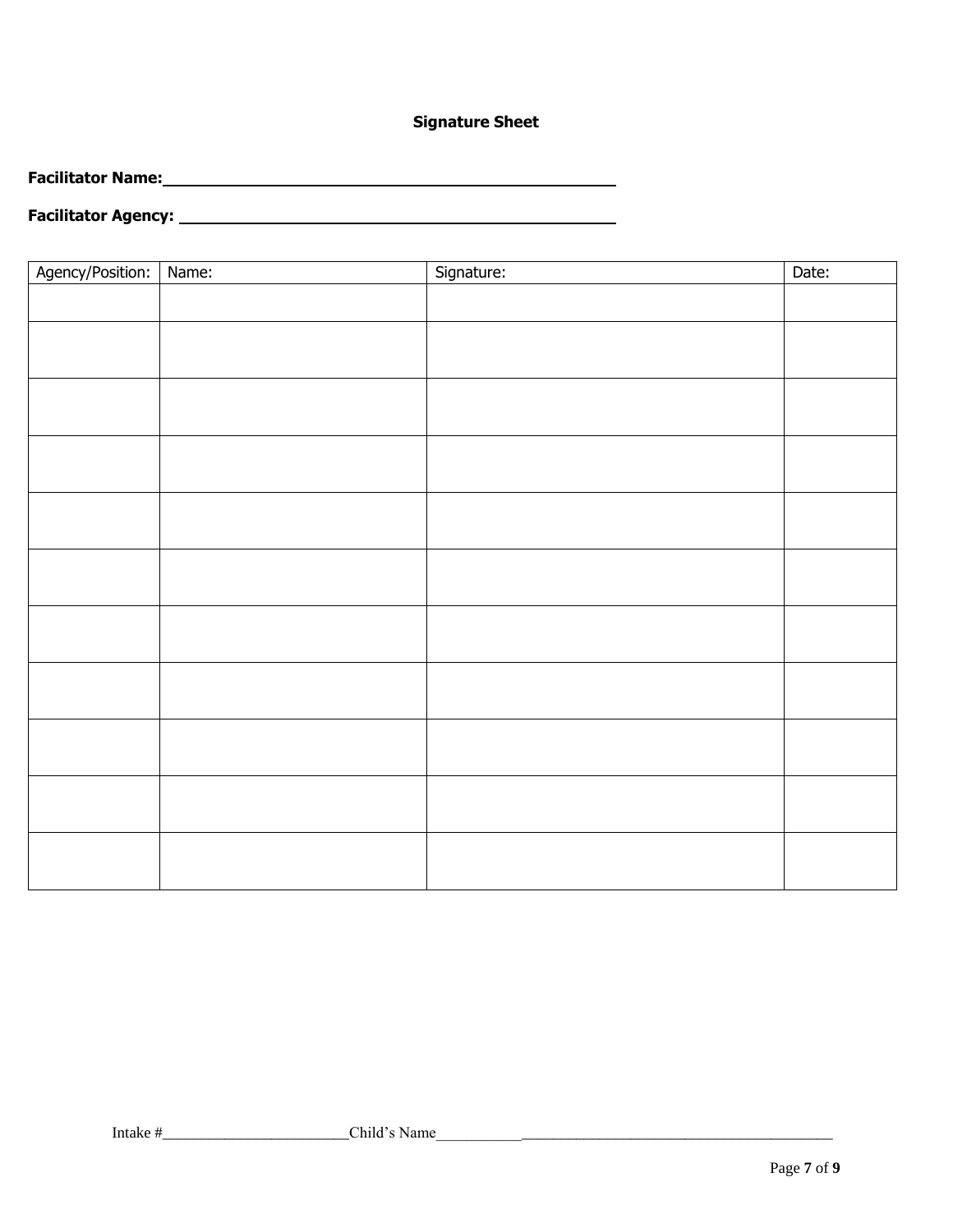**Signature Sheet**

**Facilitator Name:** ____________________________________________

**Facilitator Agency:** ____________________________________________

| Agency/Position: | Name: | Signature: | Date: |
|---|---|---|---|
| | | | |
| | | | |
| | | | |
| | | | |
| | | | |
| | | | |
| | | | |
| | | | |
| | | | |
| | | | |
| | | | |

Intake #________________________Child's Name______________________________________________________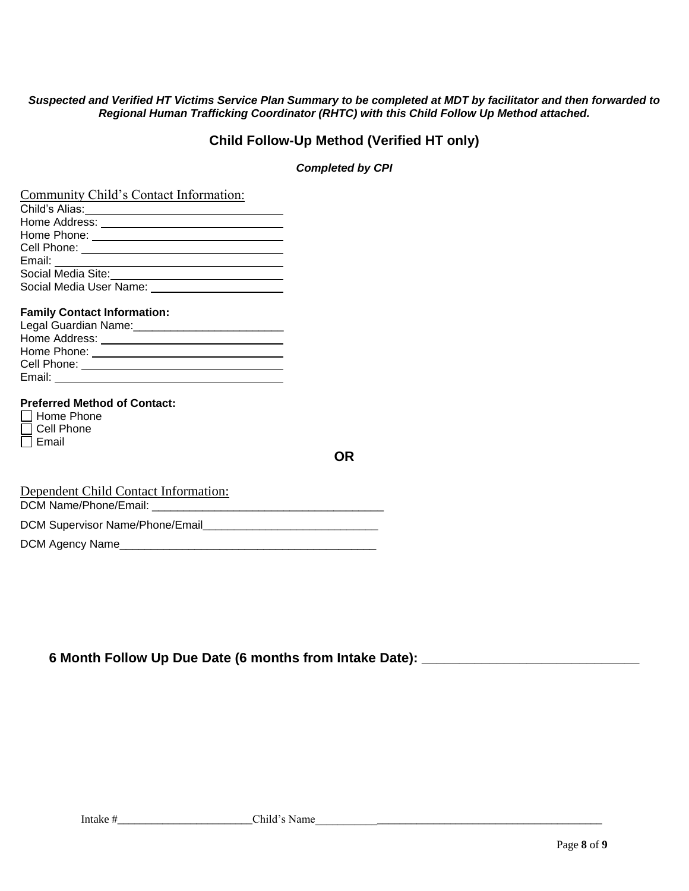***Suspected and Verified HT Victims Service Plan Summary to be completed at MDT by facilitator and then forwarded to Regional Human Trafficking Coordinator (RHTC) with this Child Follow Up Method attached.***

## Child Follow-Up Method (Verified HT only)

***Completed by CPI***

Community Child's Contact Information:

Child's Alias: ______________________________

Home Address: ______________________________

Home Phone: ______________________________

Cell Phone: ______________________________

Email: ______________________________

Social Media Site: ______________________________

Social Media User Name: ______________________

**Family Contact Information:**

Legal Guardian Name:________________________

Home Address: ______________________________

Home Phone: ______________________________

Cell Phone: ______________________________

Email: ______________________________

**Preferred Method of Contact:**

- ☐ Home Phone
- ☐ Cell Phone
- ☐ Email

**OR**

Dependent Child Contact Information:

DCM Name/Phone/Email: ___________________________________

DCM Supervisor Name/Phone/Email_____________________________

DCM Agency Name________________________________________

**6 Month Follow Up Due Date (6 months from Intake Date): ______________________________**

Intake #________________________Child's Name___________________________________________________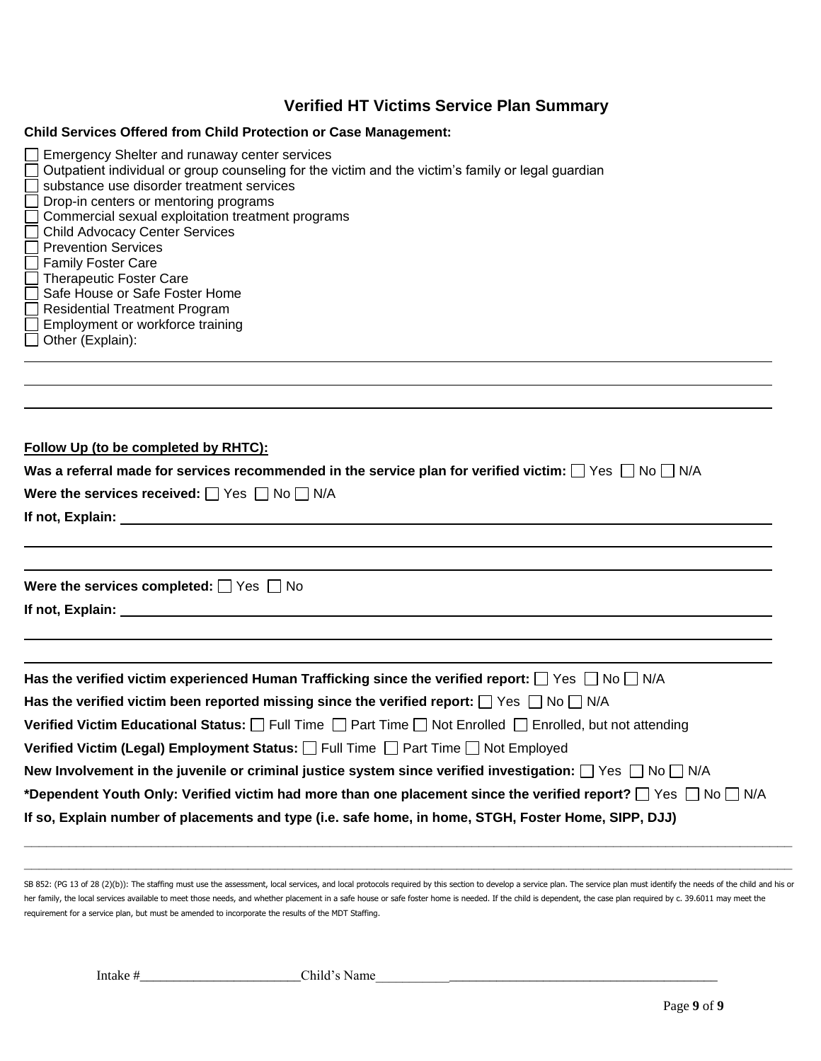## Verified HT Victims Service Plan Summary

**Child Services Offered from Child Protection or Case Management:**

- ☐ Emergency Shelter and runaway center services
- ☐ Outpatient individual or group counseling for the victim and the victim's family or legal guardian
- ☐ substance use disorder treatment services
- ☐ Drop-in centers or mentoring programs
- ☐ Commercial sexual exploitation treatment programs
- ☐ Child Advocacy Center Services
- ☐ Prevention Services
- ☐ Family Foster Care
- ☐ Therapeutic Foster Care
- ☐ Safe House or Safe Foster Home
- ☐ Residential Treatment Program
- ☐ Employment or workforce training
- ☐ Other (Explain):

______________________________________________________________________________

______________________________________________________________________________

______________________________________________________________________________

**Follow Up (to be completed by RHTC):**

**Was a referral made for services recommended in the service plan for verified victim:** ☐ Yes ☐ No ☐ N/A

**Were the services received:** ☐ Yes ☐ No ☐ N/A

**If not, Explain:** ______________________________________________________________________________

______________________________________________________________________________

______________________________________________________________________________

**Were the services completed:** ☐ Yes ☐ No

**If not, Explain:** ______________________________________________________________________________

______________________________________________________________________________

______________________________________________________________________________

**Has the verified victim experienced Human Trafficking since the verified report:** ☐ Yes ☐ No ☐ N/A

**Has the verified victim been reported missing since the verified report:** ☐ Yes ☐ No ☐ N/A

**Verified Victim Educational Status:** ☐ Full Time ☐ Part Time ☐ Not Enrolled ☐ Enrolled, but not attending

**Verified Victim (Legal) Employment Status:** ☐ Full Time ☐ Part Time ☐ Not Employed

**New Involvement in the juvenile or criminal justice system since verified investigation:** ☐ Yes ☐ No ☐ N/A

**\*Dependent Youth Only: Verified victim had more than one placement since the verified report?** ☐ Yes ☐ No ☐ N/A

**If so, Explain number of placements and type (i.e. safe home, in home, STGH, Foster Home, SIPP, DJJ)**

______________________________________________________________________________

______________________________________________________________________________

SB 852: (PG 13 of 28 (2)(b)): The staffing must use the assessment, local services, and local protocols required by this section to develop a service plan. The service plan must identify the needs of the child and his or her family, the local services available to meet those needs, and whether placement in a safe house or safe foster home is needed. If the child is dependent, the case plan required by c. 39.6011 may meet the requirement for a service plan, but must be amended to incorporate the results of the MDT Staffing.

Intake #________________________ Child's Name____________________________________________________